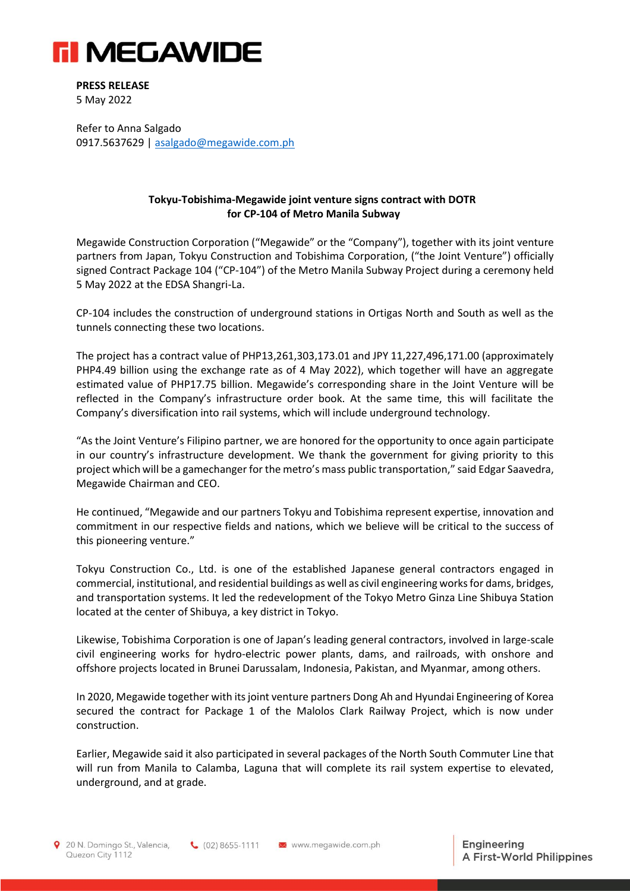**PRESS RELEASE**
5 May 2022

Refer to Anna Salgado
0917.5637629 | asalgado@megawide.com.ph

**Tokyu-Tobishima-Megawide joint venture signs contract with DOTR for CP-104 of Metro Manila Subway**

Megawide Construction Corporation ("Megawide" or the "Company"), together with its joint venture partners from Japan, Tokyu Construction and Tobishima Corporation, ("the Joint Venture") officially signed Contract Package 104 ("CP-104") of the Metro Manila Subway Project during a ceremony held 5 May 2022 at the EDSA Shangri-La.

CP-104 includes the construction of underground stations in Ortigas North and South as well as the tunnels connecting these two locations.

The project has a contract value of PHP13,261,303,173.01 and JPY 11,227,496,171.00 (approximately PHP4.49 billion using the exchange rate as of 4 May 2022), which together will have an aggregate estimated value of PHP17.75 billion. Megawide's corresponding share in the Joint Venture will be reflected in the Company's infrastructure order book. At the same time, this will facilitate the Company's diversification into rail systems, which will include underground technology.

"As the Joint Venture's Filipino partner, we are honored for the opportunity to once again participate in our country's infrastructure development. We thank the government for giving priority to this project which will be a gamechanger for the metro's mass public transportation," said Edgar Saavedra, Megawide Chairman and CEO.

He continued, "Megawide and our partners Tokyu and Tobishima represent expertise, innovation and commitment in our respective fields and nations, which we believe will be critical to the success of this pioneering venture."

Tokyu Construction Co., Ltd. is one of the established Japanese general contractors engaged in commercial, institutional, and residential buildings as well as civil engineering works for dams, bridges, and transportation systems. It led the redevelopment of the Tokyo Metro Ginza Line Shibuya Station located at the center of Shibuya, a key district in Tokyo.

Likewise, Tobishima Corporation is one of Japan's leading general contractors, involved in large-scale civil engineering works for hydro-electric power plants, dams, and railroads, with onshore and offshore projects located in Brunei Darussalam, Indonesia, Pakistan, and Myanmar, among others.

In 2020, Megawide together with its joint venture partners Dong Ah and Hyundai Engineering of Korea secured the contract for Package 1 of the Malolos Clark Railway Project, which is now under construction.

Earlier, Megawide said it also participated in several packages of the North South Commuter Line that will run from Manila to Calamba, Laguna that will complete its rail system expertise to elevated, underground, and at grade.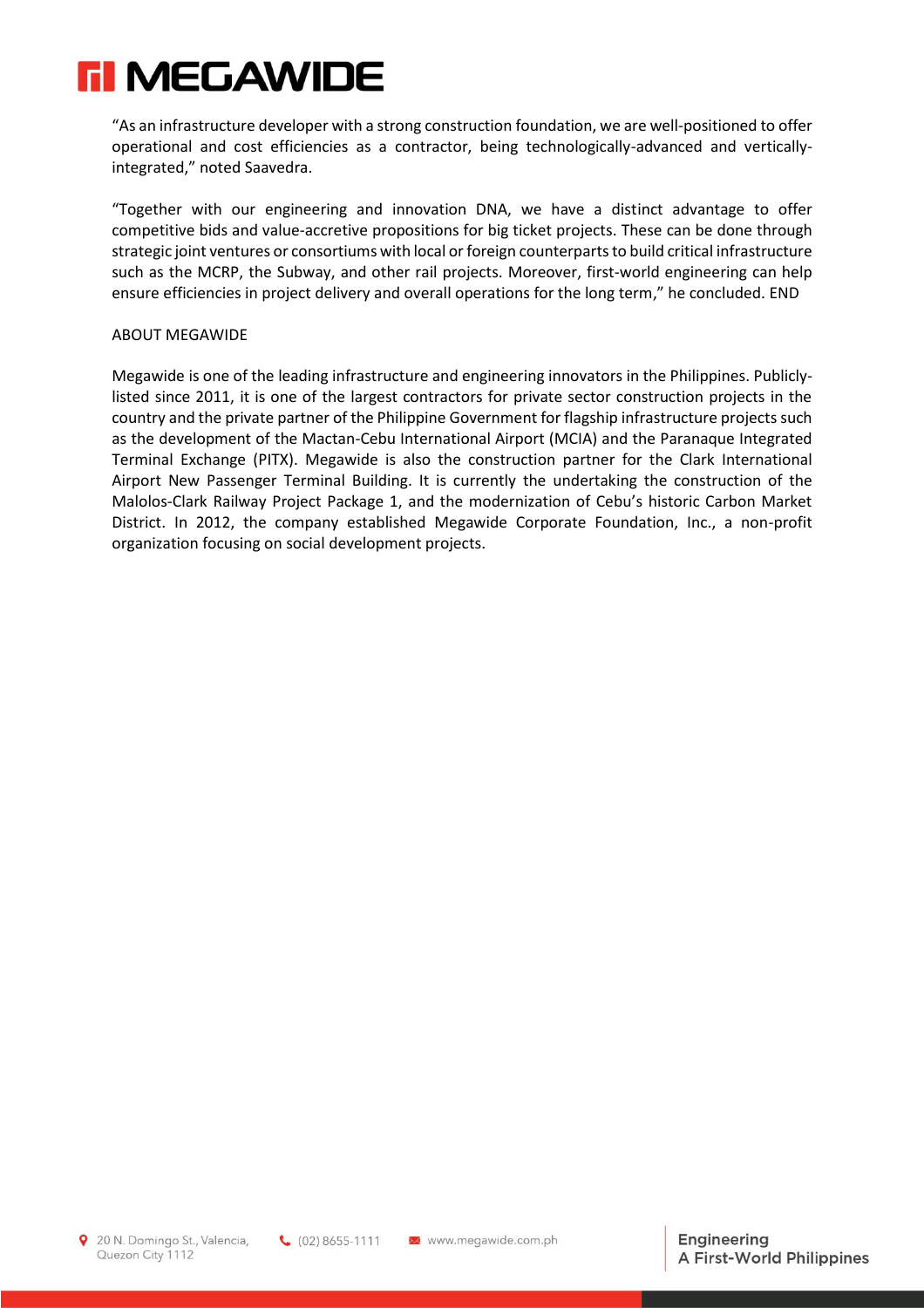"As an infrastructure developer with a strong construction foundation, we are well-positioned to offer operational and cost efficiencies as a contractor, being technologically-advanced and vertically-integrated," noted Saavedra.

"Together with our engineering and innovation DNA, we have a distinct advantage to offer competitive bids and value-accretive propositions for big ticket projects. These can be done through strategic joint ventures or consortiums with local or foreign counterparts to build critical infrastructure such as the MCRP, the Subway, and other rail projects. Moreover, first-world engineering can help ensure efficiencies in project delivery and overall operations for the long term," he concluded. END

ABOUT MEGAWIDE

Megawide is one of the leading infrastructure and engineering innovators in the Philippines. Publicly-listed since 2011, it is one of the largest contractors for private sector construction projects in the country and the private partner of the Philippine Government for flagship infrastructure projects such as the development of the Mactan-Cebu International Airport (MCIA) and the Paranaque Integrated Terminal Exchange (PITX). Megawide is also the construction partner for the Clark International Airport New Passenger Terminal Building. It is currently the undertaking the construction of the Malolos-Clark Railway Project Package 1, and the modernization of Cebu's historic Carbon Market District. In 2012, the company established Megawide Corporate Foundation, Inc., a non-profit organization focusing on social development projects.